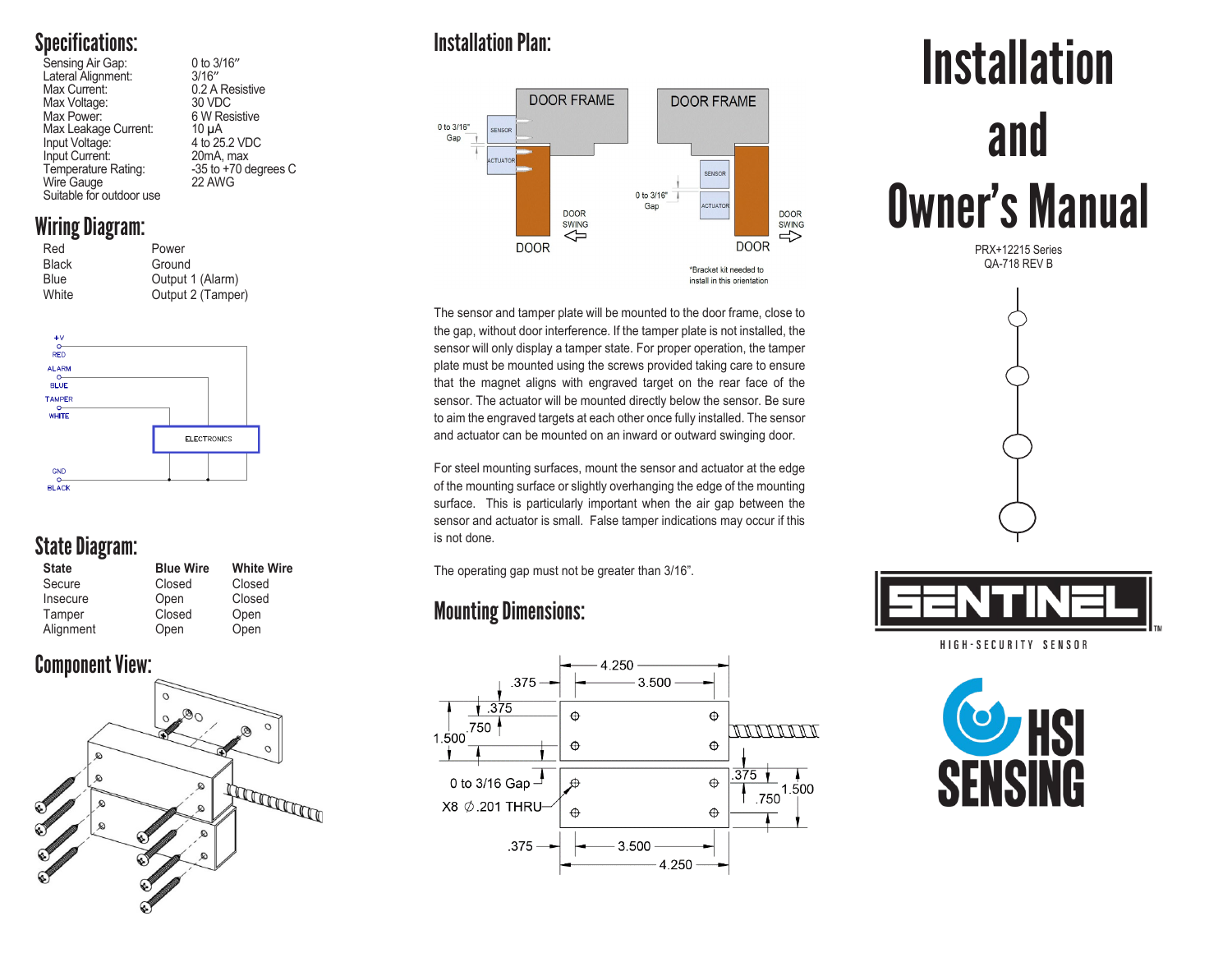# Installation and Owner's Manual

PRX+12215 Series
QA-718 REV B

## Specifications:

| | |
|---|---|
| Sensing Air Gap: | 0 to 3/16″ |
| Lateral Alignment: | 3/16″ |
| Max Current: | 0.2 A Resistive |
| Max Voltage: | 30 VDC |
| Max Power: | 6 W Resistive |
| Max Leakage Current: | 10 µA |
| Input Voltage: | 4 to 25.2 VDC |
| Input Current: | 20mA, max |
| Temperature Rating: | -35 to +70 degrees C |
| Wire Gauge | 22 AWG |
| Suitable for outdoor use | |

## Wiring Diagram:

| | |
|---|---|
| Red | Power |
| Black | Ground |
| Blue | Output 1 (Alarm) |
| White | Output 2 (Tamper) |

## State Diagram:

| State | Blue Wire | White Wire |
|---|---|---|
| Secure | Closed | Closed |
| Insecure | Open | Closed |
| Tamper | Closed | Open |
| Alignment | Open | Open |

## Component View:

## Installation Plan:

*Bracket kit needed to install in this orientation

The sensor and tamper plate will be mounted to the door frame, close to the gap, without door interference. If the tamper plate is not installed, the sensor will only display a tamper state. For proper operation, the tamper plate must be mounted using the screws provided taking care to ensure that the magnet aligns with engraved target on the rear face of the sensor. The actuator will be mounted directly below the sensor. Be sure to aim the engraved targets at each other once fully installed. The sensor and actuator can be mounted on an inward or outward swinging door.

For steel mounting surfaces, mount the sensor and actuator at the edge of the mounting surface or slightly overhanging the edge of the mounting surface. This is particularly important when the air gap between the sensor and actuator is small. False tamper indications may occur if this is not done.

The operating gap must not be greater than 3/16".

## Mounting Dimensions:

SENTINEL HIGH-SECURITY SENSOR

HSI SENSING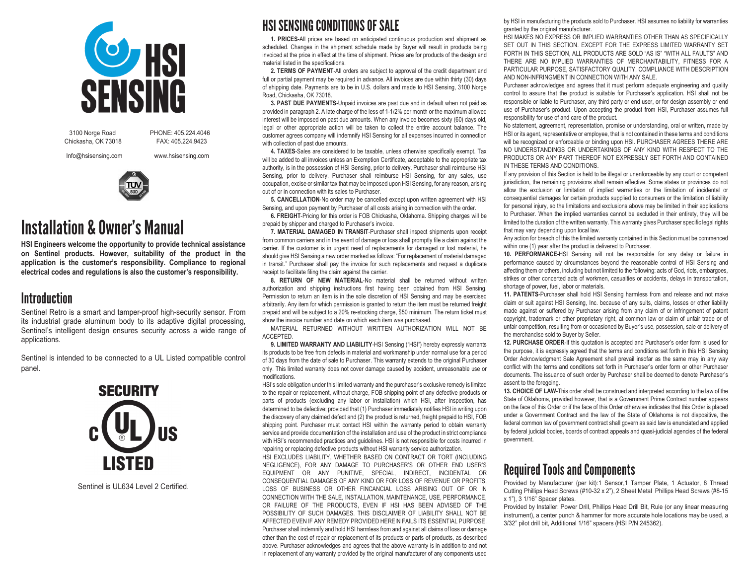# HSI SENSING

3100 Norge Road
Chickasha, OK 73018

PHONE: 405.224.4046
FAX: 405.224.9423

Info@hsisensing.com

www.hsisensing.com

# Installation & Owner's Manual

**HSI Engineers welcome the opportunity to provide technical assistance on Sentinel products. However, suitability of the product in the application is the customer's responsibility. Compliance to regional electrical codes and regulations is also the customer's responsibility.**

## Introduction

Sentinel Retro is a smart and tamper-proof high-security sensor. From its industrial grade aluminum body to its adaptive digital processing, Sentinel's intelligent design ensures security across a wide range of applications.

Sentinel is intended to be connected to a UL Listed compatible control panel.

SECURITY
C UL US
LISTED

Sentinel is UL634 Level 2 Certified.

## HSI SENSING CONDITIONS OF SALE

**1. PRICES**-All prices are based on anticipated continuous production and shipment as scheduled. Changes in the shipment schedule made by Buyer will result in products being invoiced at the price in effect at the time of shipment. Prices are for products of the design and material listed in the specifications.

**2. TERMS OF PAYMENT**-All orders are subject to approval of the credit department and full or partial payment may be required in advance. All invoices are due within thirty (30) days of shipping date. Payments are to be in U.S. dollars and made to HSI Sensing, 3100 Norge Road, Chickasha, OK 73018.

**3. PAST DUE PAYMENTS**-Unpaid invoices are past due and in default when not paid as provided in paragraph 2. A late charge of the less of 1-1/2% per month or the maximum allowed interest will be imposed on past due amounts. When any invoice becomes sixty (60) days old, legal or other appropriate action will be taken to collect the entire account balance. The customer agrees company will indemnify HSI Sensing for all expenses incurred in connection with collection of past due amounts.

**4. TAXES**-Sales are considered to be taxable, unless otherwise specifically exempt. Tax will be added to all invoices unless an Exemption Certificate, acceptable to the appropriate tax authority, is in the possession of HSI Sensing, prior to delivery. Purchaser shall reimburse HSI Sensing, prior to delivery. Purchaser shall reimburse HSI Sensing, for any sales, use occupation, excise or similar tax that may be imposed upon HSI Sensing, for any reason, arising out of or in connection with its sales to Purchaser.

**5. CANCELLATION**-No order may be cancelled except upon written agreement with HSI Sensing, and upon payment by Purchaser of all costs arising in connection with the order.

**6. FREIGHT**-Pricing for this order is FOB Chickasha, Oklahoma. Shipping charges will be prepaid by shipper and charged to Purchaser's invoice.

**7. MATERIAL DAMAGED IN TRANSIT**-Purchaser shall inspect shipments upon receipt from common carriers and in the event of damage or loss shall promptly file a claim against the carrier. If the customer is in urgent need of replacements for damaged or lost material, he should give HSI Sensing a new order marked as follows: "For replacement of material damaged in transit." Purchaser shall pay the invoice for such replacements and request a duplicate receipt to facilitate filing the claim against the carrier.

**8. RETURN OF NEW MATERIAL**-No material shall be returned without written authorization and shipping instructions first having been obtained from HSI Sensing. Permission to return an item is in the sole discretion of HSI Sensing and may be exercised arbitrarily. Any item for which permission is granted to return the item must be returned freight prepaid and will be subject to a 20% re-stocking charge, $50 minimum. The return ticket must show the invoice number and date on which each item was purchased.

MATERIAL RETURNED WITHOUT WRITTEN AUTHORIZATION WILL NOT BE ACCEPTED.

**9. LIMITED WARRANTY AND LIABILITY**-HSI Sensing ("HSI") hereby expressly warrants its products to be free from defects in material and workmanship under normal use for a period of 30 days from the date of sale to Purchaser. This warranty extends to the original Purchaser only. This limited warranty does not cover damage caused by accident, unreasonable use or modifications.

HSI's sole obligation under this limited warranty and the purchaser's exclusive remedy is limited to the repair or replacement, without charge, FOB shipping point of any defective products or parts of products (excluding any labor or installation) which HSI, after inspection, has determined to be defective; provided that (1) Purchaser immediately notifies HSI in writing upon the discovery of any claimed defect and (2) the product is returned, freight prepaid to HSI, FOB shipping point. Purchaser must contact HSI within the warranty period to obtain warranty service and provide documentation of the installation and use of the product in strict compliance with HSI's recommended practices and guidelines. HSI is not responsible for costs incurred in repairing or replacing defective products without HSI warranty service authorization.

HSI EXCLUDES LIABILITY, WHETHER BASED ON CONTRACT OR TORT (INCLUDING NEGLIGENCE), FOR ANY DAMAGE TO PURCHASER'S OR OTHER END USER'S EQUIPMENT OR ANY PUNITIVE, SPECIAL, INDIRECT, INCIDENTAL OR CONSEQUENTIAL DAMAGES OF ANY KIND OR FOR LOSS OF REVENUE OR PROFITS, LOSS OF BUSINESS OR OTHER FINCANCIAL LOSS ARISING OUT OF OR IN CONNECTION WITH THE SALE, INSTALLATION, MAINTENANCE, USE, PERFORMANCE, OR FAILURE OF THE PRODUCTS, EVEN IF HSI HAS BEEN ADVISED OF THE POSSIBILITY OF SUCH DAMAGES. THIS DISCLAIMER OF LIABILITY SHALL NOT BE AFFECTED EVEN IF ANY REMEDY PROVIDED HEREIN FAILS ITS ESSENTIAL PURPOSE. Purchaser shall indemnify and hold HSI harmless from and against all claims of loss or damage other than the cost of repair or replacement of its products or parts of products, as described above. Purchaser acknowledges and agrees that the above warranty is in addition to and not in replacement of any warranty provided by the original manufacturer of any components used by HSI in manufacturing the products sold to Purchaser. HSI assumes no liability for warranties granted by the original manufacturer.

HSI MAKES NO EXPRESS OR IMPLIED WARRANTIES OTHER THAN AS SPECIFICALLY SET OUT IN THIS SECTION. EXCEPT FOR THE EXPRESS LIMITED WARRANTY SET FORTH IN THIS SECTION, ALL PRODUCTS ARE SOLD "AS IS" "WITH ALL FAULTS" AND THERE ARE NO IMPLIED WARRANTIES OF MERCHANTABILITY, FITNESS FOR A PARTICULAR PURPOSE, SATISFACTORY QUALITY, COMPLIANCE WITH DESCRIPTION AND NON-INFRINGMENT IN CONNECTION WITH ANY SALE.

Purchaser acknowledges and agrees that it must perform adequate engineering and quality control to assure that the product is suitable for Purchaser's application. HSI shall not be responsible or liable to Purchaser, any third party or end user, or for design assembly or end use of Purchaser's product. Upon accepting the product from HSI, Purchaser assumes full responsibility for use of and care of the product.

No statement, agreement, representation, promise or understanding, oral or written, made by HSI or its agent, representative or employee, that is not contained in these terms and conditions will be recognized or enforceable or binding upon HSI. PURCHASER AGREES THERE ARE NO UNDERSTANDINGS OR UNDERTAKINGS OF ANY KIND WITH RESPECT TO THE PRODUCTS OR ANY PART THEREOF NOT EXPRESSLY SET FORTH AND CONTAINED IN THESE TERMS AND CONDITIONS.

If any provision of this Section is held to be illegal or unenforceable by any court or competent jurisdiction, the remaining provisions shall remain effective. Some states or provinces do not allow the exclusion or limitation of implied warranties or the limitation of incidental or consequential damages for certain products supplied to consumers or the limitation of liability for personal injury, so the limitations and exclusions above may be limited in their applications to Purchaser. When the implied warranties cannot be excluded in their entirety, they will be limited to the duration of the written warranty. This warranty gives Purchaser specific legal rights that may vary depending upon local law.

Any action for breach of this the limited warranty contained in this Section must be commenced within one (1) year after the product is delivered to Purchaser.

**10. PERFORMANCE**-HSI Sensing will not be responsible for any delay or failure in performance caused by circumstances beyond the reasonable control of HSI Sensing and affecting them or others, including but not limited to the following: acts of God, riots, embargoes, strikes or other concerted acts of workmen, casualties or accidents, delays in transportation, shortage of power, fuel, labor or materials.

**11. PATENTS**-Purchaser shall hold HSI Sensing harmless from and release and not make claim or suit against HSI Sensing, Inc. because of any suits, claims, losses or other liability made against or suffered by Purchaser arising from any claim of or infringement of patent copyright, trademark or other proprietary right, at common law or claim of unfair trade or of unfair competition, resulting from or occasioned by Buyer's use, possession, sale or delivery of the merchandise sold to Buyer by Seller.

**12. PURCHASE ORDER**-If this quotation is accepted and Purchaser's order form is used for the purpose, it is expressly agreed that the terms and conditions set forth in this HSI Sensing Order Acknowledgment Sale Agreement shall prevail insofar as the same may in any way conflict with the terms and conditions set forth in Purchaser's order form or other Purchaser documents. The issuance of such order by Purchaser shall be deemed to denote Purchaser's assent to the foregoing.

**13. CHOICE OF LAW**-This order shall be construed and interpreted according to the law of the State of Oklahoma, provided however, that is a Government Prime Contract number appears on the face of this Order or if the face of this Order otherwise indicates that this Order is placed under a Government Contract and the law of the State of Oklahoma is not dispositive, the federal common law of government contract shall govern as said law is enunciated and applied by federal judicial bodies, boards of contract appeals and quasi-judicial agencies of the federal government.

## Required Tools and Components

Provided by Manufacturer (per kit):1 Sensor,1 Tamper Plate, 1 Actuator, 8 Thread Cutting Phillips Head Screws (#10-32 x 2"), 2 Sheet Metal Phillips Head Screws (#8-15 x 1"), 3 1/16" Spacer plates.

Provided by Installer: Power Drill, Phillips Head Drill Bit, Rule (or any linear measuring instrument), a center punch & hammer for more accurate hole locations may be used, a 3/32" pilot drill bit, Additional 1/16" spacers (HSI P/N 245362).